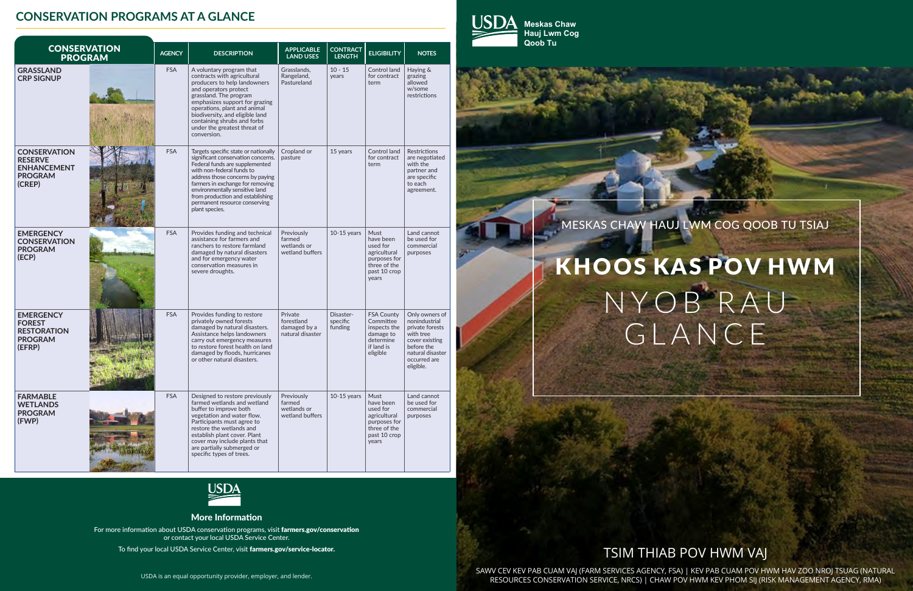## CONSERVATION PROGRAMS AT A GLANCE

| CONSERVATION PROGRAM | AGENCY | DESCRIPTION | APPLICABLE LAND USES | CONTRACT LENGTH | ELIGIBILITY | NOTES |
|---|---|---|---|---|---|---|
| **GRASSLAND CRP SIGNUP** | FSA | A voluntary program that contracts with agricultural producers to help landowners and operators protect grassland. The program emphasizes support for grazing operations, plant and animal biodiversity, and eligible land containing shrubs and forbs under the greatest threat of conversion. | Grasslands, Rangeland, Pastureland | 10 - 15 years | Control land for contract term | Haying & grazing allowed w/some restrictions |
| **CONSERVATION RESERVE ENHANCEMENT PROGRAM (CREP)** | FSA | Targets specific state or nationally significant conservation concerns. Federal funds are supplemented with non-federal funds to address those concerns by paying farmers in exchange for removing environmentally sensitive land from production and establishing permanent resource conserving plant species. | Cropland or pasture | 15 years | Control land for contract term | Restrictions are negotiated with the partner and are specific to each agreement. |
| **EMERGENCY CONSERVATION PROGRAM (ECP)** | FSA | Provides funding and technical assistance for farmers and ranchers to restore farmland damaged by natural disasters and for emergency water conservation measures in severe droughts. | Previously farmed wetlands or wetland buffers | 10-15 years | Must have been used for agricultural purposes for three of the past 10 crop years | Land cannot be used for commercial purposes |
| **EMERGENCY FOREST RESTORATION PROGRAM (EFRP)** | FSA | Provides funding to restore privately owned forests damaged by natural disasters. Assistance helps landowners carry out emergency measures to restore forest health on land damaged by floods, hurricanes or other natural disasters. | Private forestland damaged by a natural disaster | Disaster-specific funding | FSA County Committee inspects the damage to determine if land is eligible | Only owners of nonindustrial private forests with tree cover existing before the natural disaster occurred are eligible. |
| **FARMABLE WETLANDS PROGRAM (FWP)** | FSA | Designed to restore previously farmed wetlands and wetland buffer to improve both vegetation and water flow. Participants must agree to restore the wetlands and establish plant cover. Plant cover may include plants that are partially submerged or specific types of trees. | Previously farmed wetlands or wetland buffers | 10-15 years | Must have been used for agricultural purposes for three of the past 10 crop years | Land cannot be used for commercial purposes |

USDA

### More Information

For more information about USDA conservation programs, visit **farmers.gov/conservation** or contact your local USDA Service Center.

To find your local USDA Service Center, visit **farmers.gov/service-locator.**

USDA is an equal opportunity provider, employer, and lender.

USDA **Meskas Chaw Hauj Lwm Cog Qoob Tu**

MESKAS CHAW HAUJ LWM COG QOOB TU TSIAJ

# KHOOS KAS POV HWM NYOB RAU GLANCE

## TSIM THIAB POV HWM VAJ

SAWV CEV KEV PAB CUAM VAJ (FARM SERVICES AGENCY, FSA) | KEV PAB CUAM POV HWM HAV ZOO NROJ TSUAG (NATURAL RESOURCES CONSERVATION SERVICE, NRCS) | CHAW POV HWM KEV PHOM SIJ (RISK MANAGEMENT AGENCY, RMA)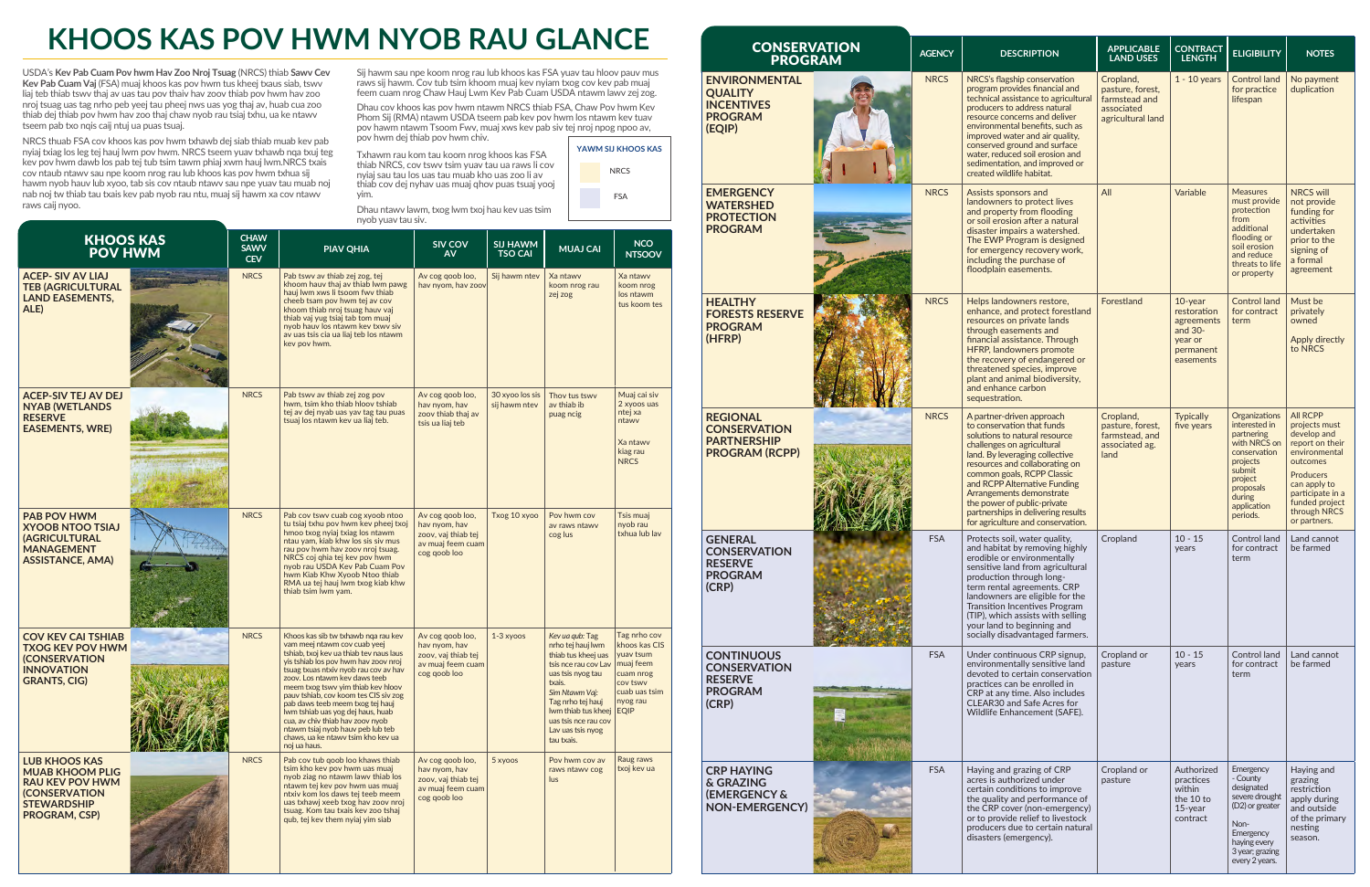# KHOOS KAS POV HWM NYOB RAU GLANCE

USDA's **Kev Pab Cuam Pov hwm Hav Zoo Nroj Tsuag** (NRCS) thiab **Sawv Cev Kev Pab Cuam Vaj** (FSA) muaj khoos kas pov hwm tus kheej txaus siab, tswv liaj teb thiab tswv thaj av uas tau pov thaiv hav zoov thiab pov hwm hav zoo nroj tsuag uas tag nrho peb yeej tau pheej nws uas yog thaj av, huab cua zoo thiab dej thiab pov hwm hav zoo thaj chaw nyob rau tsiaj txhu, ua ke ntawv tseem pab txo nqis caij ntuj ua puas tsuaj.

NRCS thuab FSA cov khoos kas pov hwm txhawb dej siab thiab muab kev pab nyiaj txiag los leg tej hauj lwm pov hwm. NRCS tseem yuav txhawb nqa txuj teg kev pov hwm dawb los pab tej tub tsim tawm phiaj xwm hauj lwm.NRCS txais cov ntaub ntawv sau npe koom nrog rau lub khoos kas pov hwm txhua sij hawm nyob hauv lub xyoo, tab sis cov ntaub ntawv sau npe yuav tau muab nrog nab noj tw thiab tau txais kev pab nyob rau ntu, muaj sij hawm xa cov ntawv raws caij nyoo.

Sij hawm sau npe koom nrog rau lub khoos kas FSA yuav tau hloov pauv mus raws sij hawm. Cov tub tsim khoom muaj kev nyiam txog cov kev pab muaj feem cuam nrog Chaw Hauj Lwm Kev Pab Cuam USDA ntawm lawv zej zog.

Dhau cov khoos kas pov hwm ntawm NRCS thiab FSA, Chaw Pov hwm Kev Phom Sij (RMA) ntawm USDA tseem pab kev pov hwm los ntawm kev tuav pov hawm ntawm Tsoom Fwv, muaj xws kev pab siv tej nroj npog npoo av, pov hwm dej thiab pov hwm chiv.

Txhawm rau kom tau koom nrog khoos kas FSA thiab NRCS, cov tswv tsim yuav tau ua raws li cov nyiaj sau tau los uas tau muab kho uas zoo li av thiab cov dej nyhav uas muaj qhov puas tsuaj yooj yim.

Dhau ntawv lawm, txog lwm txoj hau kev uas tsim nyob yuav tau siv.

**YAWM SIJ KHOOS KAS**
- NRCS
- FSA

| KHOOS KAS POV HWM | CHAW SAWV CEV | PIAV QHIA | SIV COV AV | SIJ HAWM TSO CAI | MUAJ CAI | NCO NTSOOV |
|---|---|---|---|---|---|---|
| **ACEP- SIV AV LIAJ TEB (AGRICULTURAL LAND EASEMENTS, ALE)** | NRCS | Pab tswv av thiab zej zog, tej khoom hauv thaj av thiab lwm pawg hauj lwm xws li tsoom fwv thiab cheeb tsam pov hwm tej av cov khoom thiab nroj tsuag hauv vaj thiab vaj yug tsiaj tab tom muaj nyob hauv los ntawm kev txwv siv av uas tsis cia ua liaj teb los ntawm kev pov hwm. | Av cog qoob loo, hav nyom, hav zoov | Sij hawm ntev | Xa ntawv koom nrog rau zej zog | Xa ntawv koom nrog los ntawm tus koom tes |
| **ACEP-SIV TEJ AV DEJ NYAB (WETLANDS RESERVE EASEMENTS, WRE)** | NRCS | Pab tswv av thiab zej zog pov hwm, tsim kho thiab hloov tshiab tej av dej nyab uas yav tag tau puas tsuaj los ntawm kev ua liaj teb. | Av cog qoob loo, hav nyom, hav zoov thiab thaj av tsis ua liaj teb | 30 xyoo los sis sij hawm ntev | Thov tus tswv av thiab ib puag ncig | Muaj cai siv 2 xyoos uas ntej xa ntawv<br><br>Xa ntawv kiag rau NRCS |
| **PAB POV HWM XYOOB NTOO TSIAJ (AGRICULTURAL MANAGEMENT ASSISTANCE, AMA)** | NRCS | Pab cov tswv cuab cog xyoob ntoo tu tsiaj txhu pov hwm kev pheej txoj hmoo txog nyiaj txiag los ntawm ntau yam, kiab khw los sis siv mus rau pov hwm hav zoov nroj tsuag. NRCS coj qhia tej kev pov hwm nyob rau USDA Kev Pab Cuam Pov hwm Kiab Khw Xyoob Ntoo thiab RMA ua tej hauj lwm txog kiab khw thiab tsim lwm yam. | Av cog qoob loo, hav nyom, hav zoov, vaj thiab tej av muaj feem cuam cog qoob loo | Txog 10 xyoo | Pov hwm cov av raws ntawv cog lus | Tsis muaj nyob rau txhua lub lav |
| **COV KEV CAI TSHIAB TXOG KEV POV HWM (CONSERVATION INNOVATION GRANTS, CIG)** | NRCS | Khoos kas sib tw txhawb nqa rau kev vam meej ntawm cov cuab yeej tshiab, txoj kev ua thiab tev naus laus yis tshiab los pov hwm hav zoov nroj tsuag txuas ntxiv nyob rau cov av hav zoov. Los ntawm kev daws teeb meem txog tswv yim thiab kev hloov pauv tshiab, cov koom tes CIS siv zog pab daws teeb meem txog tej hauj lwm tshiab uas yog dej haus, huab cua, av chiv thiab hav zoov nyob ntawm tsiaj nyob hauv peb lub teb chaws, ua ke ntawv tsim kho kev ua noj ua haus. | Av cog qoob loo, hav nyom, hav zoov, vaj thiab tej av muaj feem cuam cog qoob loo | 1-3 xyoos | *Kev ua qub:* Tag nrho tej hauj lwm thiab tus kheej uas tsis nce rau cov Lav uas tsis nyog tau txais.<br>*Sim Ntawm Vaj:* Tag nrho tej hauj lwm thiab tus kheej uas tsis nce rau cov Lav uas tsis nyog tau txais. | Tag nrho cov khoos kas CIS yuav tsum muaj feem cuam nrog cov tswv cuab uas tsim nyog rau EQIP |
| **LUB KHOOS KAS MUAB KHOOM PLIG RAU KEV POV HWM (CONSERVATION STEWARDSHIP PROGRAM, CSP)** | NRCS | Pab cov tub qoob loo khaws thiab tsim kho kev pov hwm uas muaj nyob ziag no ntawm lawv thiab los ntawm tej kev pov hwm uas muaj ntxiv kom los daws tej teeb meem uas txhawj xeeb txog hav zoov nroj tsuag. Kom tau txais kev zoo tshaj qub, tej kev them nyiaj yim siab | Av cog qoob loo, hav nyom, hav zoov, vaj thiab tej av muaj feem cuam cog qoob loo | 5 xyoos | Pov hwm cov av raws ntawv cog lus | Raug raws txoj kev ua |

| CONSERVATION PROGRAM | AGENCY | DESCRIPTION | APPLICABLE LAND USES | CONTRACT LENGTH | ELIGIBILITY | NOTES |
|---|---|---|---|---|---|---|
| **ENVIRONMENTAL QUALITY INCENTIVES PROGRAM (EQIP)** | NRCS | NRCS's flagship conservation program provides financial and technical assistance to agricultural producers to address natural resource concerns and deliver environmental benefits, such as improved water and air quality, conserved ground and surface water, reduced soil erosion and sedimentation, and improved or created wildlife habitat. | Cropland, pasture, forest, farmstead and associated agricultural land | 1 - 10 years | Control land for practice lifespan | No payment duplication |
| **EMERGENCY WATERSHED PROTECTION PROGRAM** | NRCS | Assists sponsors and landowners to protect lives and property from flooding or soil erosion after a natural disaster impairs a watershed. The EWP Program is designed for emergency recovery work, including the purchase of floodplain easements. | All | Variable | Measures must provide protection from additional flooding or soil erosion and reduce threats to life or property | NRCS will not provide funding for activities undertaken prior to the signing of a formal agreement |
| **HEALTHY FORESTS RESERVE PROGRAM (HFRP)** | NRCS | Helps landowners restore, enhance, and protect forestland resources on private lands through easements and financial assistance. Through HFRP, landowners promote the recovery of endangered or threatened species, improve plant and animal biodiversity, and enhance carbon sequestration. | Forestland | 10-year restoration agreements and 30-year or permanent easements | Control land for contract term | Must be privately owned<br><br>Apply directly to NRCS |
| **REGIONAL CONSERVATION PARTNERSHIP PROGRAM (RCPP)** | NRCS | A partner-driven approach to conservation that funds solutions to natural resource challenges on agricultural land. By leveraging collective resources and collaborating on common goals, RCPP Classic and RCPP Alternative Funding Arrangements demonstrate the power of public-private partnerships in delivering results for agriculture and conservation. | Cropland, pasture, forest, farmstead, and associated ag. land | Typically five years | Organizations interested in partnering with NRCS on conservation projects submit project proposals during application periods. | All RCPP projects must develop and report on their environmental outcomes<br><br>Producers can apply to participate in a funded project through NRCS or partners. |
| **GENERAL CONSERVATION RESERVE PROGRAM (CRP)** | FSA | Protects soil, water quality, and habitat by removing highly erodible or environmentally sensitive land from agricultural production through long-term rental agreements. CRP landowners are eligible for the Transition Incentives Program (TIP), which assists with selling your land to beginning and socially disadvantaged farmers. | Cropland | 10 - 15 years | Control land for contract term | Land cannot be farmed |
| **CONTINUOUS CONSERVATION RESERVE PROGRAM (CRP)** | FSA | Under continuous CRP signup, environmentally sensitive land devoted to certain conservation practices can be enrolled in CRP at any time. Also includes CLEAR30 and Safe Acres for Wildlife Enhancement (SAFE). | Cropland or pasture | 10 - 15 years | Control land for contract term | Land cannot be farmed |
| **CRP HAYING & GRAZING (EMERGENCY & NON-EMERGENCY)** | FSA | Haying and grazing of CRP acres is authorized under certain conditions to improve the quality and performance of the CRP cover (non-emergency) or to provide relief to livestock producers due to certain natural disasters (emergency). | Cropland or pasture | Authorized practices within the 10 to 15-year contract | Emergency - County designated severe drought (D2) or greater<br><br>Non-Emergency haying every 3 year, grazing every 2 years. | Haying and grazing restriction apply during and outside of the primary nesting season. |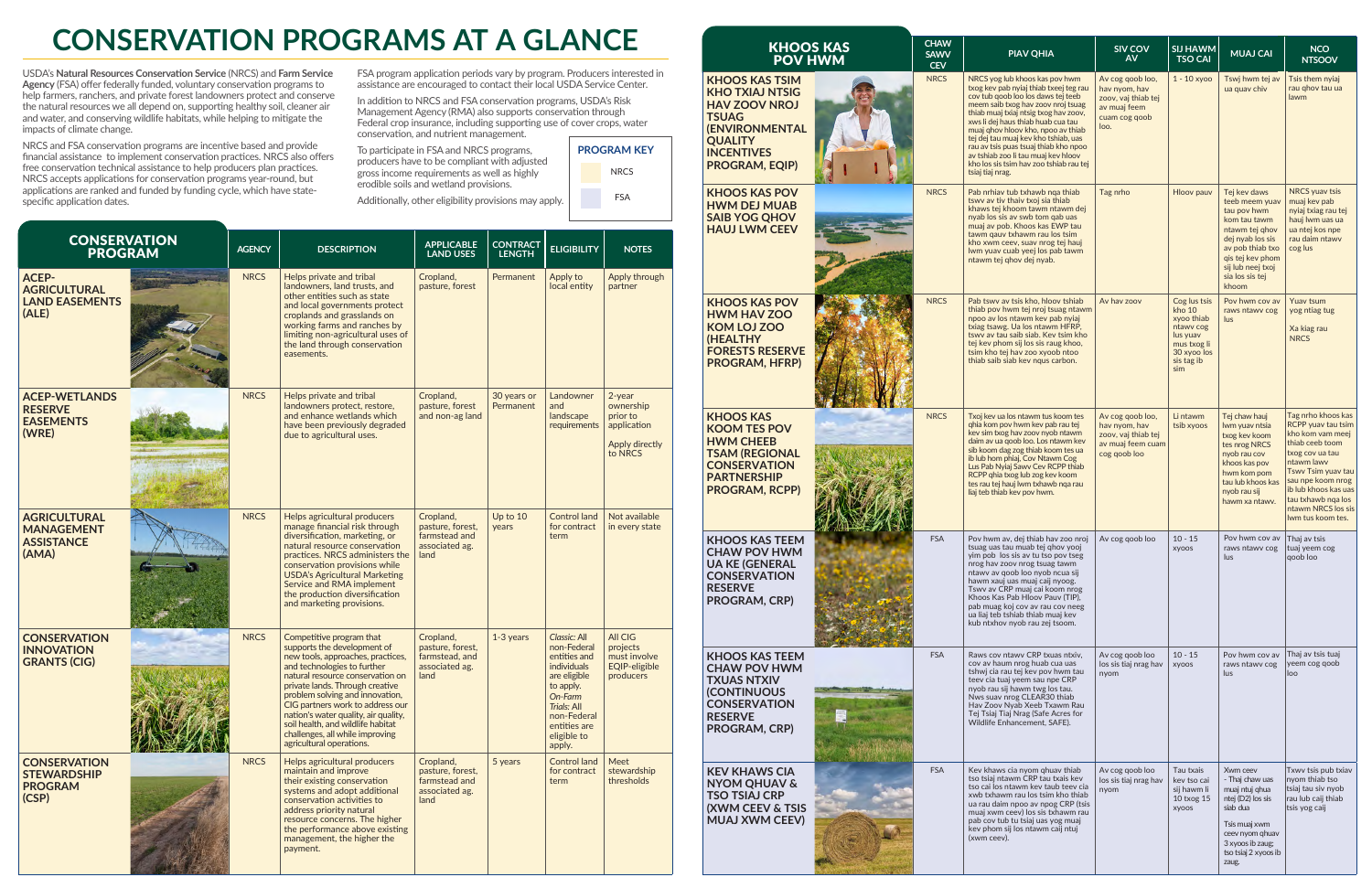# CONSERVATION PROGRAMS AT A GLANCE

USDA's **Natural Resources Conservation Service** (NRCS) and **Farm Service Agency** (FSA) offer federally funded, voluntary conservation programs to help farmers, ranchers, and private forest landowners protect and conserve the natural resources we all depend on, supporting healthy soil, cleaner air and water, and conserving wildlife habitats, while helping to mitigate the impacts of climate change.

NRCS and FSA conservation programs are incentive based and provide financial assistance to implement conservation practices. NRCS also offers free conservation technical assistance to help producers plan practices. NRCS accepts applications for conservation programs year-round, but applications are ranked and funded by funding cycle, which have state-specific application dates.

FSA program application periods vary by program. Producers interested in assistance are encouraged to contact their local USDA Service Center.

In addition to NRCS and FSA conservation programs, USDA's Risk Management Agency (RMA) also supports conservation through Federal crop insurance, including supporting use of cover crops, water conservation, and nutrient management.

To participate in FSA and NRCS programs, producers have to be compliant with adjusted gross income requirements as well as highly erodible soils and wetland provisions.

Additionally, other eligibility provisions may apply.

**PROGRAM KEY**
- NRCS
- FSA

| CONSERVATION PROGRAM | AGENCY | DESCRIPTION | APPLICABLE LAND USES | CONTRACT LENGTH | ELIGIBILITY | NOTES |
|---|---|---|---|---|---|---|
| **ACEP-AGRICULTURAL LAND EASEMENTS (ALE)** | NRCS | Helps private and tribal landowners, land trusts, and other entities such as state and local governments protect croplands and grasslands on working farms and ranches by limiting non-agricultural uses of the land through conservation easements. | Cropland, pasture, forest | Permanent | Apply to local entity | Apply through partner |
| **ACEP-WETLANDS RESERVE EASEMENTS (WRE)** | NRCS | Helps private and tribal landowners protect, restore, and enhance wetlands which have been previously degraded due to agricultural uses. | Cropland, pasture, forest and non-ag land | 30 years or Permanent | Landowner and landscape requirements | 2-year ownership prior to application<br><br>Apply directly to NRCS |
| **AGRICULTURAL MANAGEMENT ASSISTANCE (AMA)** | NRCS | Helps agricultural producers manage financial risk through diversification, marketing, or natural resource conservation practices. NRCS administers the conservation provisions while USDA's Agricultural Marketing Service and RMA implement the production diversification and marketing provisions. | Cropland, pasture, forest, farmstead and associated ag. land | Up to 10 years | Control land for contract term | Not available in every state |
| **CONSERVATION INNOVATION GRANTS (CIG)** | NRCS | Competitive program that supports the development of new tools, approaches, practices, and technologies to further natural resource conservation on private lands. Through creative problem solving and innovation, CIG partners work to address our nation's water quality, air quality, soil health, and wildlife habitat challenges, all while improving agricultural operations. | Cropland, pasture, forest, farmstead, and associated ag. land | 1-3 years | *Classic:* All non-Federal entities and individuals are eligible to apply.<br>*On-Farm Trials:* All non-Federal entities are eligible to apply. | All CIG projects must involve EQIP-eligible producers |
| **CONSERVATION STEWARDSHIP PROGRAM (CSP)** | NRCS | Helps agricultural producers maintain and improve their existing conservation systems and adopt additional conservation activities to address priority natural resource concerns. The higher the performance above existing management, the higher the payment. | Cropland, pasture, forest, farmstead and associated ag. land | 5 years | Control land for contract term | Meet stewardship thresholds |

| KHOOS KAS POV HWM | CHAW SAWV CEV | PIAV QHIA | SIV COV AV | SIJ HAWM TSO CAI | MUAJ CAI | NCO NTSOOV |
|---|---|---|---|---|---|---|
| **KHOOS KAS TSIM KHO TXIAJ NTSIG HAV ZOOV NROJ TSUAG (ENVIRONMENTAL QUALITY INCENTIVES PROGRAM, EQIP)** | NRCS | NRCS yog lub khoos kas pov hwm txog kev pab nyiaj thiab txeej teg rau cov tub qoob loo los daws tej teeb meem saib txog hav zoov nroj tsuag thiab muaj txiaj ntsig txog hav zoov, xws li dej haus thiab huab cua tau muaj qhov hloov kho, npoo av thiab tej dej tau muaj kev kho tshiab, uas rau av tsis puas tsuaj thiab kho npoo av tshiab zoo li tau muaj kev hloov kho los sis tsim hav zoo tshiab rau tej tsiaj tiaj nrag. | Av cog qoob loo, hav nyom, hav zoov, vaj thiab tej av muaj feem cuam cog qoob loo. | 1 - 10 xyoo | Tswj hwm tej av ua quav chiv | Tsis them nyiaj rau qhov tau ua lawm |
| **KHOOS KAS POV HWM DEJ MUAB SAIB YOG QHOV HAUJ LWM CEEV** | NRCS | Pab nrhiav tub txhawb nqa thiab tswv av tiv thaiv txoj sia thiab khaws tej khoom tawm ntawm dej nyab los sis av swb tom qab uas muaj av pob. Khoos kas EWP tau tawm qauv txhawm rau los tsim kho xwm ceev, suav nrog tej hauj lwm yuav cuab yeej los pab tawm ntawm tej qhov dej nyab. | Tag nrho | Hloov pauv | Tej kev daws teeb meem yuav tau pov hwm kom tau tawm ntawm tej qhov dej nyab los sis av pob thiab txo qis tej kev phom sij lub neej txoj sia los sis tej khoom | NRCS yuav tsis muaj kev pab nyiaj txiag rau tej hauj lwm uas ua ua ntej kos npe rau daim ntawv cog lus |
| **KHOOS KAS POV HWM HAV ZOO KOM LOJ ZOO (HEALTHY FORESTS RESERVE PROGRAM, HFRP)** | NRCS | Pab tswv av tsis kho, hloov tshiab thiab pov hwm tej nroj tsuag ntawm npoo av los ntawm kev pab nyiaj txiag tsawg. Ua los ntawm HFRP, tswv av tau saib siab. Kev tsim kho tej kev phom sij los sis raug khoo, tsim kho tej hav zoo xyoob ntoo thiab saib siab kev nqus carbon. | Av hav zoov | Cog lus tsis kho 10 xyoo thiab ntawv cog lus yuav mus txog li 30 xyoo los sis tag ib sim | Pov hwm cov av raws ntawv cog lus | Yuav tsum yog ntiag tug<br><br>Xa kiag rau NRCS |
| **KHOOS KAS KOOM TES POV HWM CHEEB TSAM (REGIONAL CONSERVATION PARTNERSHIP PROGRAM, RCPP)** | NRCS | Txoj kev ua los ntawm tus koom tes qhia kom pov hwm kev pab rau tej kev sim txog hav zoov nyob ntawm daim av ua qoob loo. Los ntawm kev sib koom dag zog thiab koom tes ua ib lub hom phiaj, Cov Ntawm Cog Lus Pab Nyiaj Sawv Cev RCPP thiab RCPP qhia txog lub zog kev koom tes rau tej hauj lwm txhawb nqa rau liaj teb thiab kev pov hwm. | Av cog qoob loo, hav nyom, hav zoov, vaj thiab tej av muaj feem cuam cog qoob loo | Li ntawm tsib xyoos | Tej chaw hauj lwm yuav ntsia txog kev koom tes nrog NRCS nyob rau cov khoos kas pov hwm kom pom tau lub khoos kas nyob rau sij hawm xa ntawv. | Tag nrho khoos kas RCPP yuav tau tsim kho kom vam meej thiab ceeb toom txog cov ua tau ntawm lawv<br>Tswv Tsim yuav tau sau npe koom nrog ib lub khoos kas uas tau txhawb nqa los ntawm NRCS los sis lwm tus koom tes. |
| **KHOOS KAS TEEM CHAW POV HWM UA KE (GENERAL CONSERVATION RESERVE PROGRAM, CRP)** | FSA | Pov hwm av, dej thiab hav zoo nroj tsuag uas tau muab tej qhov vooj yim pob los sis av tu tso pov tseg nrog hav zoov nrog tsuag tawm ntawv av qoob loo nyob ncua sij hawm xauj uas muaj caij nyoog. Tswv av CRP muaj cai koom nrog Khoos Kas Pab Hloov Pauv (TIP), pab muag koj cov av rau cov neeg ua liaj teb tshiab thiab muaj kev kub ntxhov nyob rau zej tsoom. | Av cog qoob loo | 10 - 15 xyoos | Pov hwm cov av raws ntawv cog lus | Thaj av tsis tuaj yeem cog qoob loo |
| **KHOOS KAS TEEM CHAW POV HWM TXUAS NTXIV (CONTINUOUS CONSERVATION RESERVE PROGRAM, CRP)** | FSA | Raws cov ntawv CRP txuas ntxiv, cov av haum nrog huab cua uas tshwj cia rau tej kev pov hwm tau teev cia tuaj yeem sau npe CRP nyob rau sij hawm twg los tau. Nws suav nrog CLEAR30 thiab Hav Zoov Nyab Xeeb Txawm Rau Tej Tsiaj Tiaj Nrag (Safe Acres for Wildlife Enhancement, SAFE). | Av cog qoob loo los sis tiaj nrag hav nyom | 10 - 15 xyoos | Pov hwm cov av raws ntawv cog lus | Thaj av tsis tuaj yeem cog qoob loo |
| **KEV KHAWS CIA NYOM QHUAV & TSO TSIAJ CRP (XWM CEEV & TSIS MUAJ XWM CEEV)** | FSA | Kev khaws cia nyom qhuav thiab tso tsiaj ntawm CRP tau txais kev tso cai los ntawm kev taub teev cia xwb txhawm rau los tsim kho thiab ua rau daim npoo av npog CRP (tsis muaj xwm ceev) los sis txhawm rau pab cov tub tu tsiaj uas yog muaj kev phom sij los ntawm caij ntuj (xwm ceev). | Av cog qoob loo los sis tiaj nrag hav nyom | Tau txais kev tso cai sij hawm li 10 txog 15 xyoos | Xwm ceev - Thaj chaw uas muaj ntuj qhua ntej (D2) los sis siab dua<br><br>Tsis muaj xwm ceev nyom qhuav 3 xyoos ib zaug; tso tsiaj 2 xyoos ib zaug. | Txwv tsis pub txiav nyom thiab tso tsiaj tau siv nyob rau lub caij thiab tsis yog caij |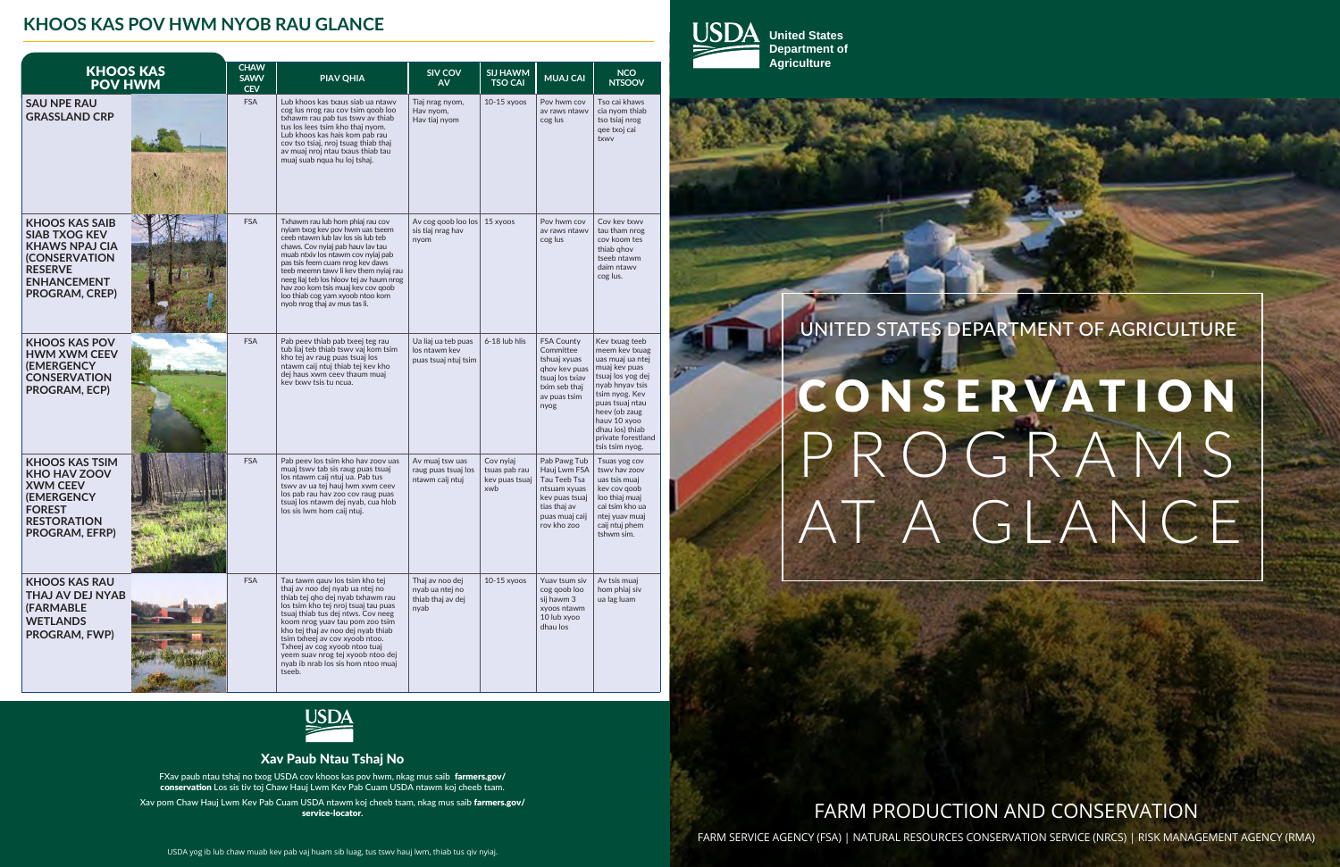## KHOOS KAS POV HWM NYOB RAU GLANCE

| KHOOS KAS POV HWM | CHAW SAWV CEV | PIAV QHIA | SIV COV AV | SIJ HAWM TSO CAI | MUAJ CAI | NCO NTSOOV |
|---|---|---|---|---|---|---|
| **SAU NPE RAU GRASSLAND CRP** | FSA | Lub khoos kas txaus siab ua ntawv cog lus nrog rau cov tsim qoob loo txhawm rau pab tus tswv av thiab tus los lees tsim kho thaj nyom. Lub khoos kas hais kom pab rau cov tso tsiaj, nroj tsuag thiab thaj av muaj nroj ntau txaus thiab tau muaj suab nqua hu loj tshaj. | Tiaj nrag nyom, Hav nyom, Hav tiaj nyom | 10-15 xyoos | Pov hwm cov av raws ntawv cog lus | Tso cai khaws cia nyom thiab tso tsiaj nrog qee txoj cai txwv |
| **KHOOS KAS SAIB SIAB TXOG KEV KHAWS NPAJ CIA (CONSERVATION RESERVE ENHANCEMENT PROGRAM, CREP)** | FSA | Txhawm rau lub hom phiaj rau cov nyiam txog kev pov hwm uas tseem ceeb ntawm lub lav los sis lub teb chaws. Cov nyiaj pab hauv lav tau muab ntxiv los ntawm cov nyiaj pab pas tsis feem cuam nrog kev daws teeb meem tawv li kev them nyiaj rau neeg liaj teb los hloov tej av haum nrog hav zoo kom tsis muaj kev cov qoob loo thiab cog yam xyoob ntoo kom nyob nrog thaj av mus tas li. | Av cog qoob loo los sis tiaj nrag hav nyom | 15 xyoos | Pov hwm cov av raws ntawv cog lus | Cov kev txwv tau tham nrog cov koom tes thiab qhov tseeb ntawm daim ntawv cog lus. |
| **KHOOS KAS POV HWM XWM CEEV (EMERGENCY CONSERVATION PROGRAM, ECP)** | FSA | Pab peev thiab pab txeej teg rau tub liaj teb thiab tswv vaj kom tsim kho tej av raug puas tsuaj los ntawm caij ntuj thiab tej kev kho dej haus xwm ceev thaum muaj kev txwv tsis tu ncua. | Ua liaj ua teb puas los ntawm kev puas tsuaj ntuj tsim | 6-18 lub hlis | FSA County Committee tshuaj xyuas qhov kev puas tsuaj los txiav txim seb thaj av puas tsim nyog | Kev txuag teeb meem kev txuag uas muaj ua ntej muaj kev puas tsuaj los yog dej nyab hnyav tsis tsim nyog. Kev puas tsuaj ntau heev (ob zaug hauv 10 xyoo dhau los) thiab private forestland tsis tsim nyog. |
| **KHOOS KAS TSIM KHO HAV ZOOV XWM CEEV (EMERGENCY FOREST RESTORATION PROGRAM, EFRP)** | FSA | Pab peev los tsim kho hav zoov uas muaj tswv tab sis raug puas tsuaj los ntawm caij ntuj ua. Pab tus tswv av ua tej haul lwm xwm ceev los pab rau hav zoo cov raug puas tsuaj los ntawm dej nyab, cua hlob los sis lwm hom caij ntuj. | Av muaj tsw uas raug puas tsuaj los ntawm caij ntuj | Cov nyiaj tsuas pab rau kev puas tsuaj xwb | Pab Pawg Tub Hauj Lwm FSA Tau Teeb Tsa ntsuam xyuas kev puas tsuaj tias thaj av puas muaj caij rov kho zoo | Tsuas yog cov tswv hav zoov uas tsis muaj kev cov qoob loo thiaj muaj cai tsim kho ua ntej yuav muaj caij ntuj phem tshwm sim. |
| **KHOOS KAS RAU THAJ AV DEJ NYAB (FARMABLE WETLANDS PROGRAM, FWP)** | FSA | Tau tawm qauv los tsim kho tej thaj av noo dej nyab ua ntej no thiab tej qho dej nyab txhawm rau los tsim kho tej nroj tsuaj tau puas tsuaj thiab tus dej ntws. Cov neeg koom nrog yuav tau pom zoo tsim kho tej thaj av noo dej nyab thiab tsim txheej av cov xyoob ntoo. Txheej av cog xyoob ntoo tuaj yeem suav nrog tej xyoob ntoo dej nyab ib nrab los sis hom ntoo muaj tseeb. | Thaj av noo dej nyab ua ntej no thiab thaj av dej nyab | 10-15 xyoos | Yuav tsum siv cog qoob loo sij hawm 3 xyoos ntawm 10 lub xyoo dhau los | Av tsis muaj hom phiaj siv ua lag luam |

USDA

### Xav Paub Ntau Tshaj No

FXav paub ntau tshaj no txog USDA cov khoos kas pov hwm, nkag mus saib **farmers.gov/conservation** Los sis tiv toj Chaw Hauj Lwm Kev Pab Cuam USDA ntawm koj cheeb tsam.

Xav pom Chaw Hauj Lwm Kev Pab Cuam USDA ntawm koj cheeb tsam, nkag mus saib **farmers.gov/service-locator.**

USDA yog ib lub chaw muab kev pab vaj huam sib luag, tus tswv hauj lwm, thiab tus qiv nyiaj.

USDA United States Department of Agriculture

UNITED STATES DEPARTMENT OF AGRICULTURE

# CONSERVATION PROGRAMS AT A GLANCE

FARM PRODUCTION AND CONSERVATION

FARM SERVICE AGENCY (FSA) | NATURAL RESOURCES CONSERVATION SERVICE (NRCS) | RISK MANAGEMENT AGENCY (RMA)